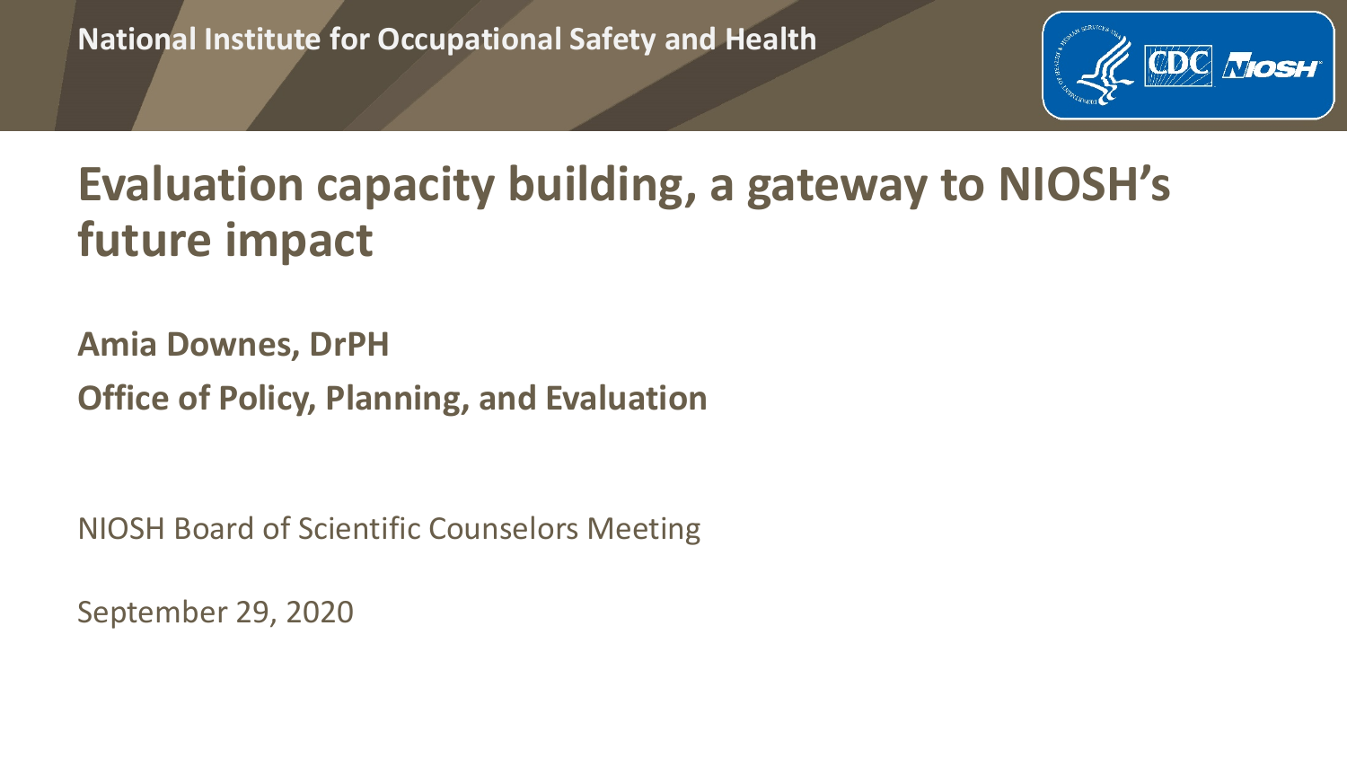National Institute for Occupational Safety and Health

# Evaluation capacity building, a gateway to NIOSH's future impact

**Amia Downes, DrPH**

**Office of Policy, Planning, and Evaluation**

NIOSH Board of Scientific Counselors Meeting

September 29, 2020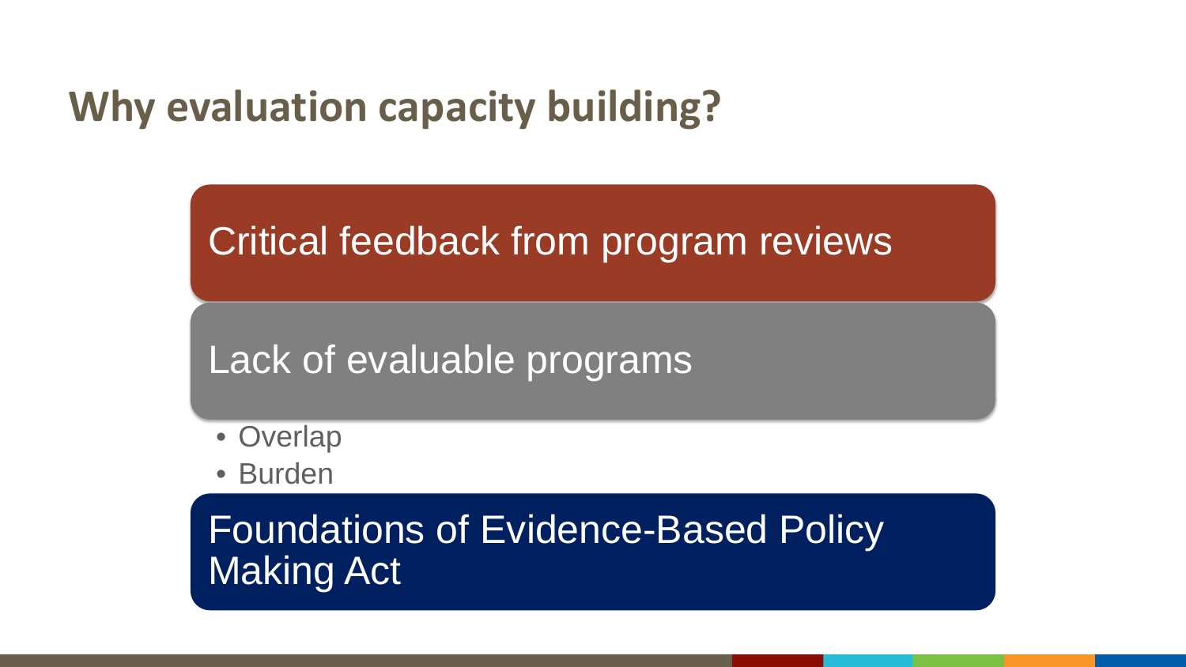# Why evaluation capacity building?

Critical feedback from program reviews

Lack of evaluable programs

- Overlap
- Burden

Foundations of Evidence-Based Policy Making Act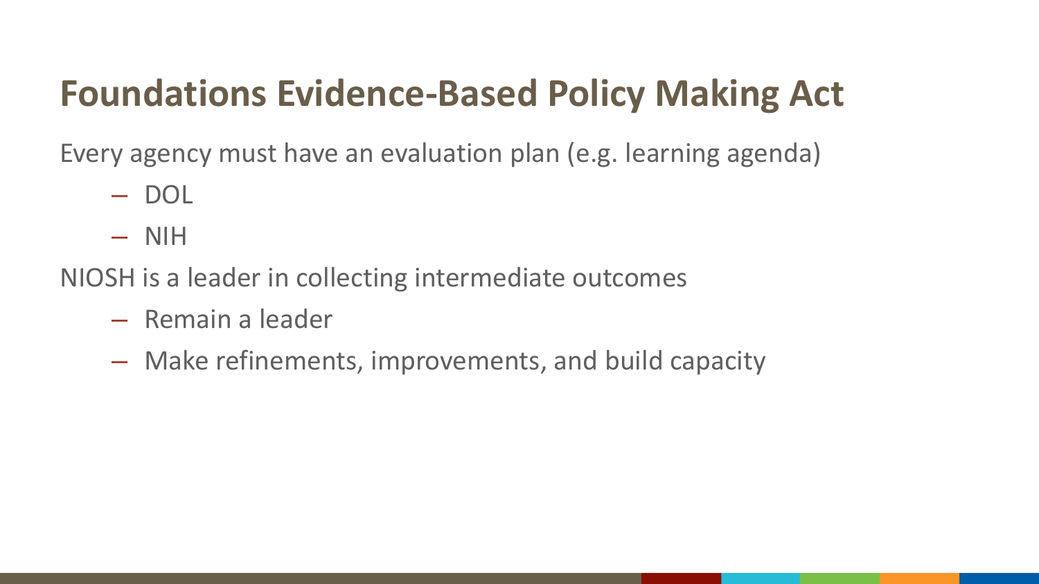# Foundations Evidence-Based Policy Making Act

Every agency must have an evaluation plan (e.g. learning agenda)

- DOL
- NIH

NIOSH is a leader in collecting intermediate outcomes

- Remain a leader
- Make refinements, improvements, and build capacity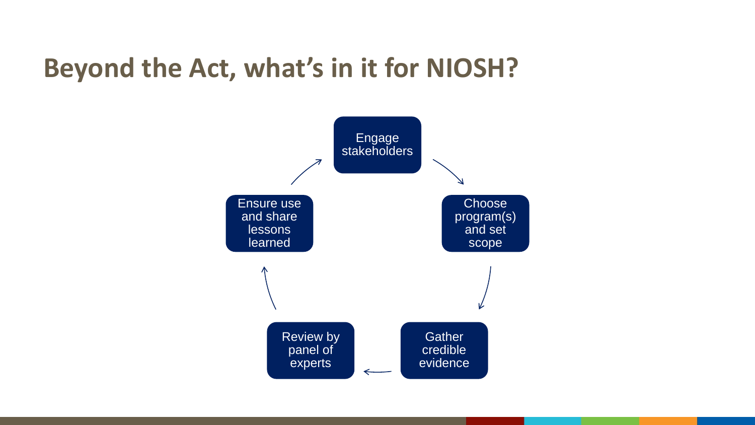# Beyond the Act, what's in it for NIOSH?

Engage stakeholders

Choose program(s) and set scope

Gather credible evidence

Review by panel of experts

Ensure use and share lessons learned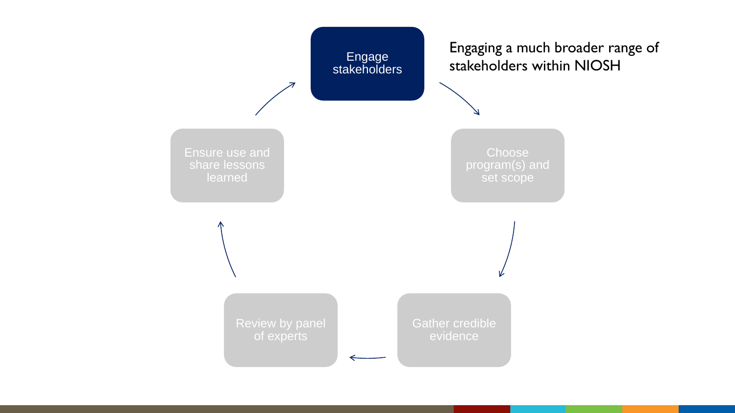Engage stakeholders

Engaging a much broader range of stakeholders within NIOSH

Choose program(s) and set scope

Gather credible evidence

Review by panel of experts

Ensure use and share lessons learned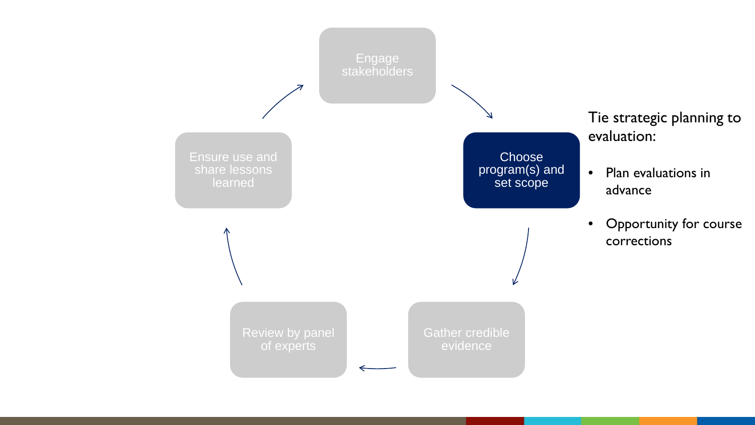Engage stakeholders

Choose program(s) and set scope

Gather credible evidence

Review by panel of experts

Ensure use and share lessons learned

Tie strategic planning to evaluation:

- Plan evaluations in advance
- Opportunity for course corrections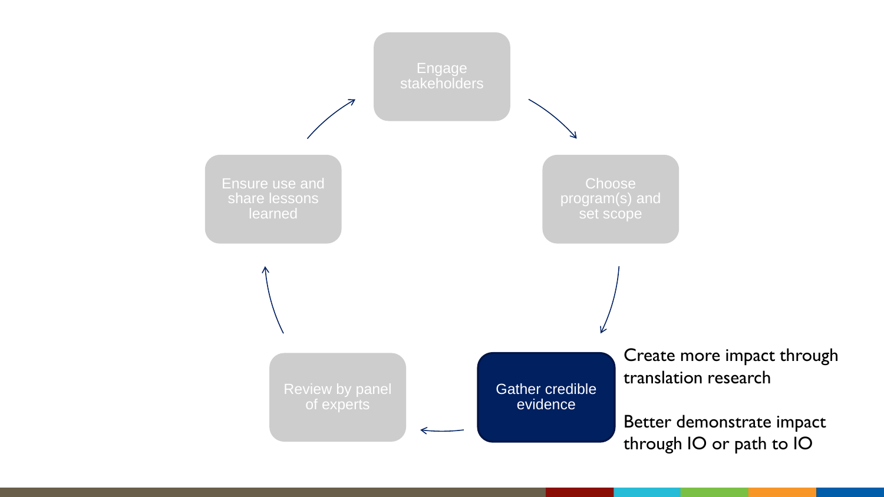Engage stakeholders

Choose program(s) and set scope

Gather credible evidence

Review by panel of experts

Ensure use and share lessons learned

Create more impact through translation research

Better demonstrate impact through IO or path to IO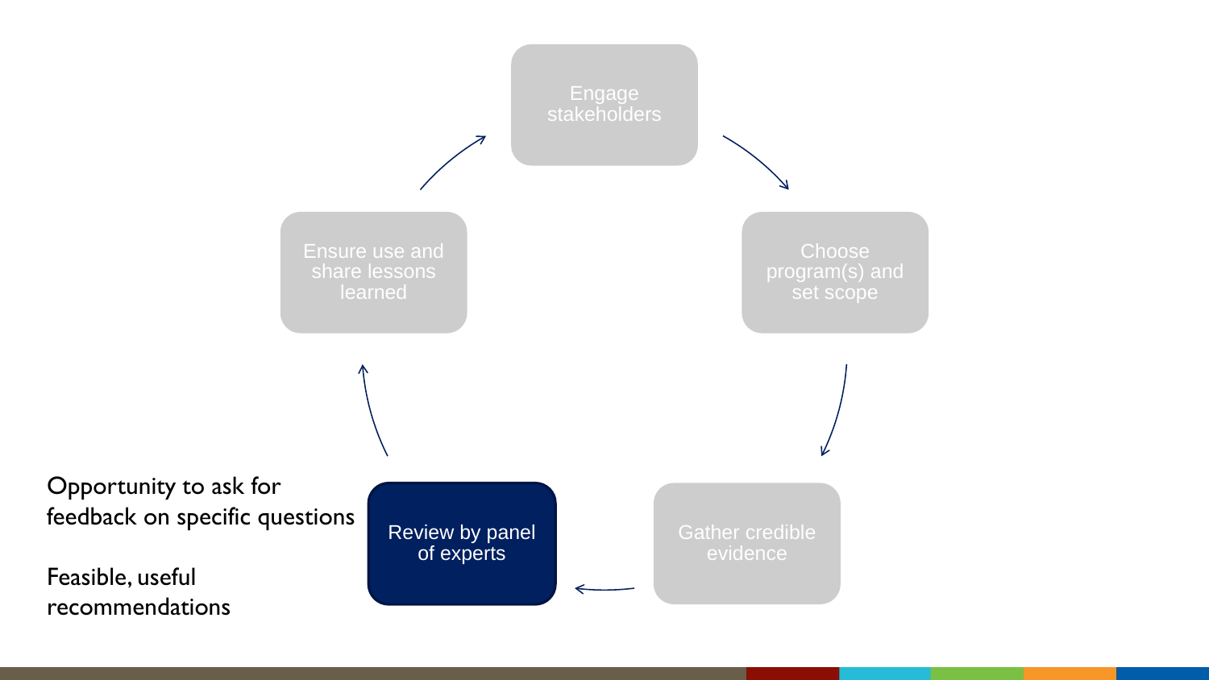Engage stakeholders

Choose program(s) and set scope

Gather credible evidence

Review by panel of experts

Ensure use and share lessons learned

Opportunity to ask for feedback on specific questions

Feasible, useful recommendations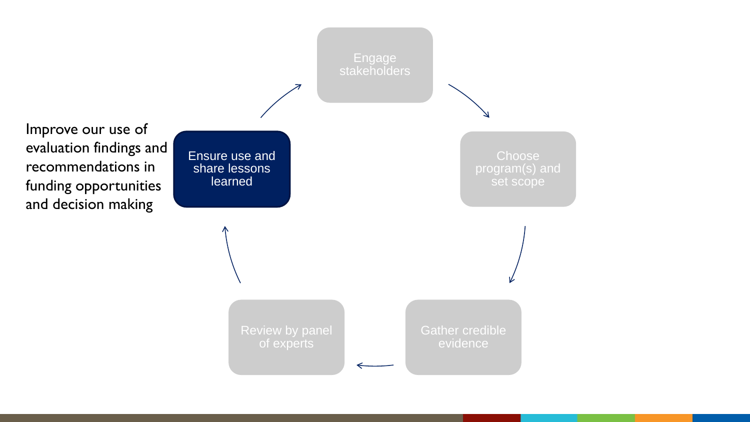Improve our use of evaluation findings and recommendations in funding opportunities and decision making

Engage stakeholders

Choose program(s) and set scope

Gather credible evidence

Review by panel of experts

Ensure use and share lessons learned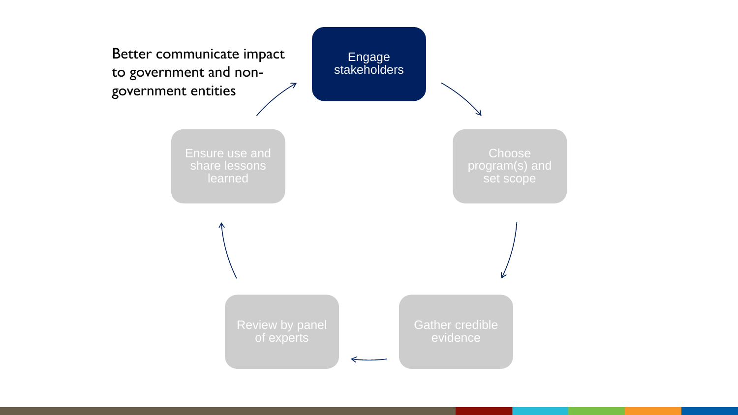Better communicate impact to government and non-government entities

Engage stakeholders

Choose program(s) and set scope

Gather credible evidence

Review by panel of experts

Ensure use and share lessons learned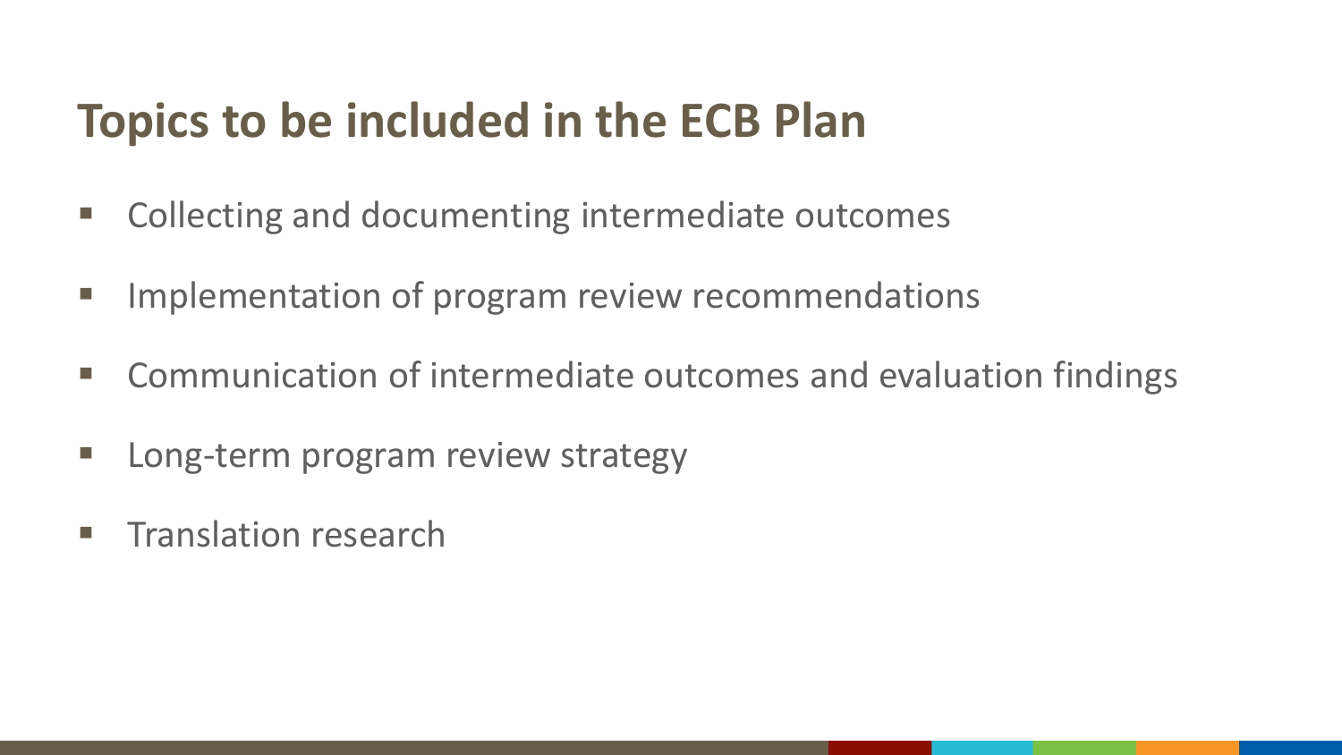# Topics to be included in the ECB Plan

- Collecting and documenting intermediate outcomes
- Implementation of program review recommendations
- Communication of intermediate outcomes and evaluation findings
- Long-term program review strategy
- Translation research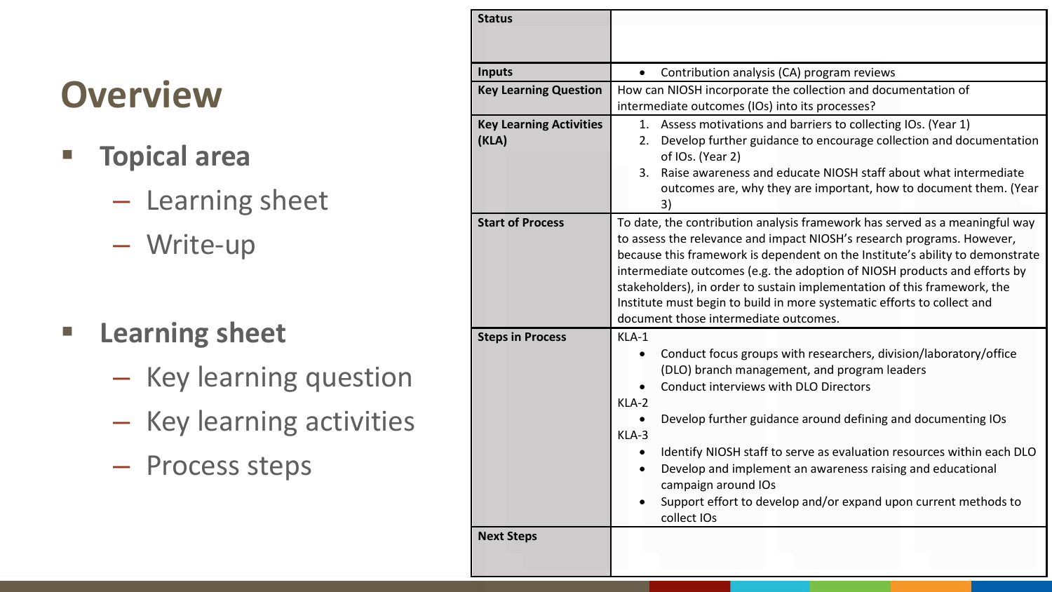# Overview

- **Topical area**
  - Learning sheet
  - Write-up
- **Learning sheet**
  - Key learning question
  - Key learning activities
  - Process steps

| | |
|---|---|
| **Status** | |
| **Inputs** | • Contribution analysis (CA) program reviews |
| **Key Learning Question** | How can NIOSH incorporate the collection and documentation of intermediate outcomes (IOs) into its processes? |
| **Key Learning Activities (KLA)** | 1. Assess motivations and barriers to collecting IOs. (Year 1)<br>2. Develop further guidance to encourage collection and documentation of IOs. (Year 2)<br>3. Raise awareness and educate NIOSH staff about what intermediate outcomes are, why they are important, how to document them. (Year 3) |
| **Start of Process** | To date, the contribution analysis framework has served as a meaningful way to assess the relevance and impact NIOSH's research programs. However, because this framework is dependent on the Institute's ability to demonstrate intermediate outcomes (e.g. the adoption of NIOSH products and efforts by stakeholders), in order to sustain implementation of this framework, the Institute must begin to build in more systematic efforts to collect and document those intermediate outcomes. |
| **Steps in Process** | KLA-1<br>• Conduct focus groups with researchers, division/laboratory/office (DLO) branch management, and program leaders<br>• Conduct interviews with DLO Directors<br>KLA-2<br>• Develop further guidance around defining and documenting IOs<br>KLA-3<br>• Identify NIOSH staff to serve as evaluation resources within each DLO<br>• Develop and implement an awareness raising and educational campaign around IOs<br>• Support effort to develop and/or expand upon current methods to collect IOs |
| **Next Steps** | |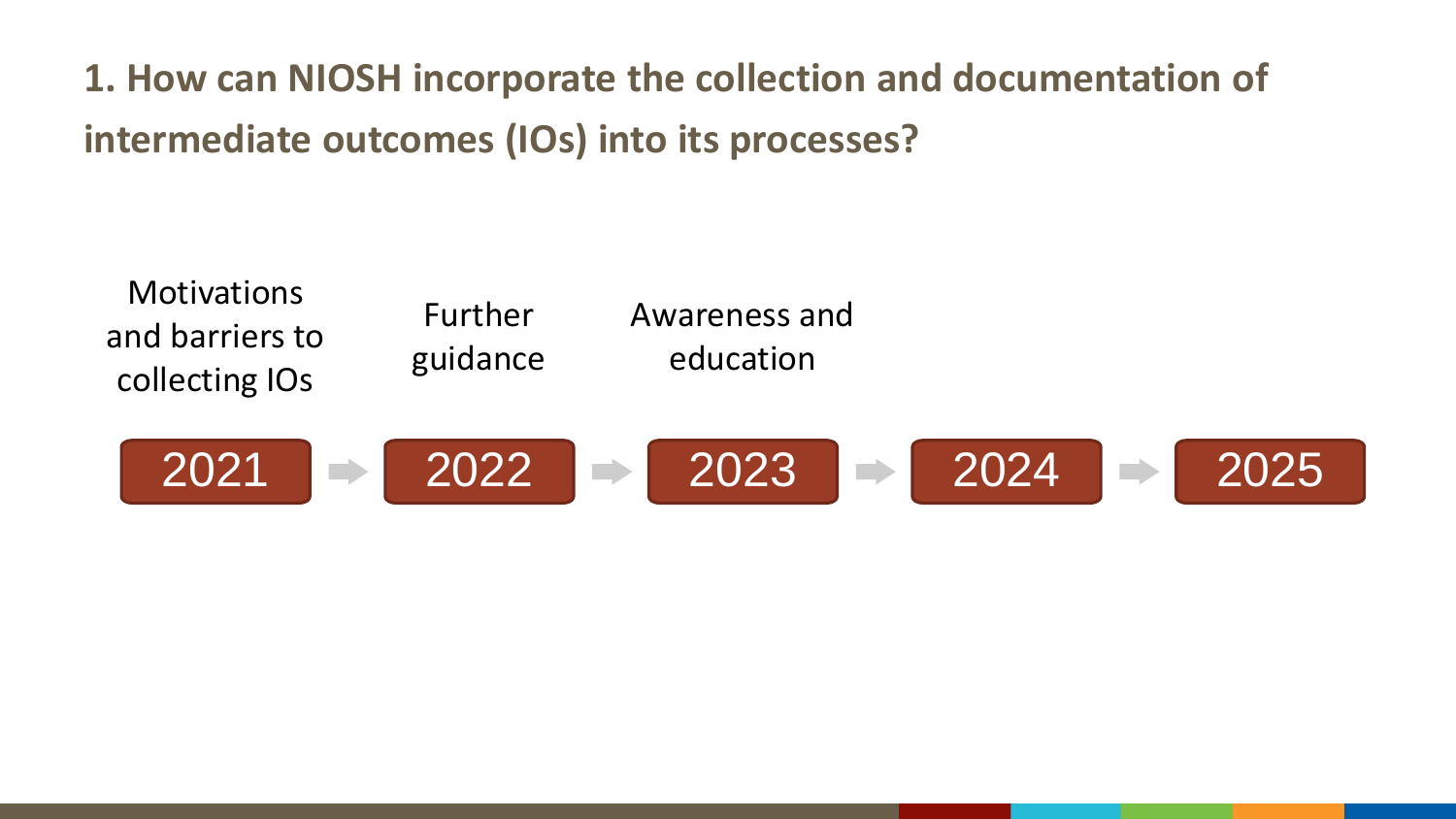## 1. How can NIOSH incorporate the collection and documentation of intermediate outcomes (IOs) into its processes?

Motivations and barriers to collecting IOs

Further guidance

Awareness and education

2021

2022

2023

2024

2025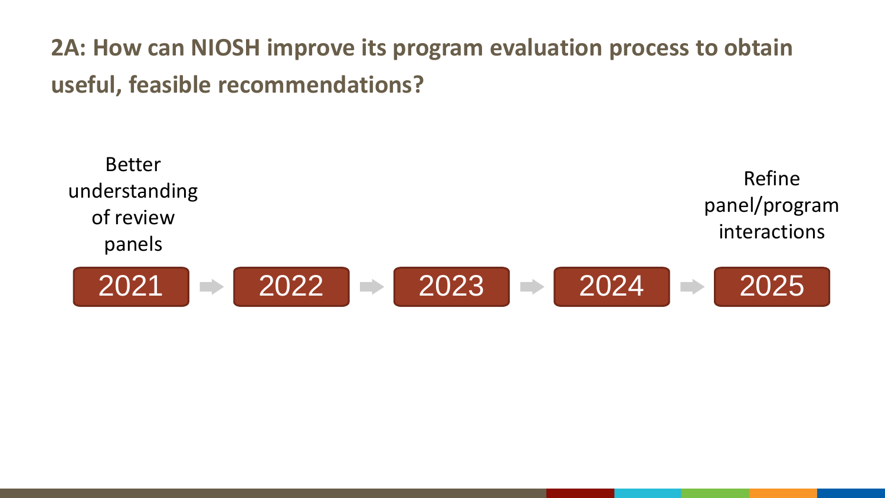## 2A: How can NIOSH improve its program evaluation process to obtain useful, feasible recommendations?

Better understanding of review panels

2021 → 2022 → 2023 → 2024 → 2025

Refine panel/program interactions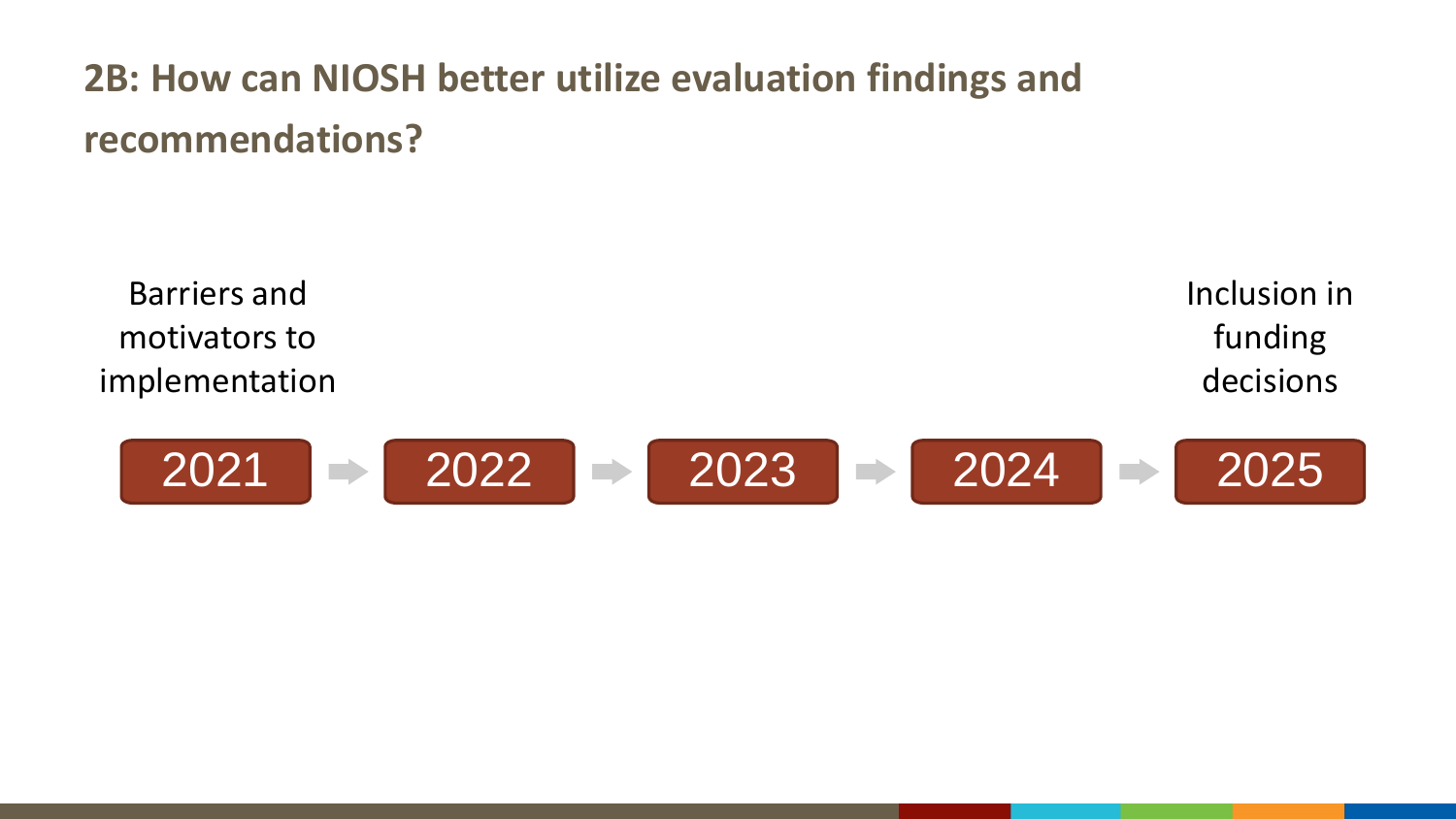## 2B: How can NIOSH better utilize evaluation findings and recommendations?

Barriers and motivators to implementation

Inclusion in funding decisions

2021 → 2022 → 2023 → 2024 → 2025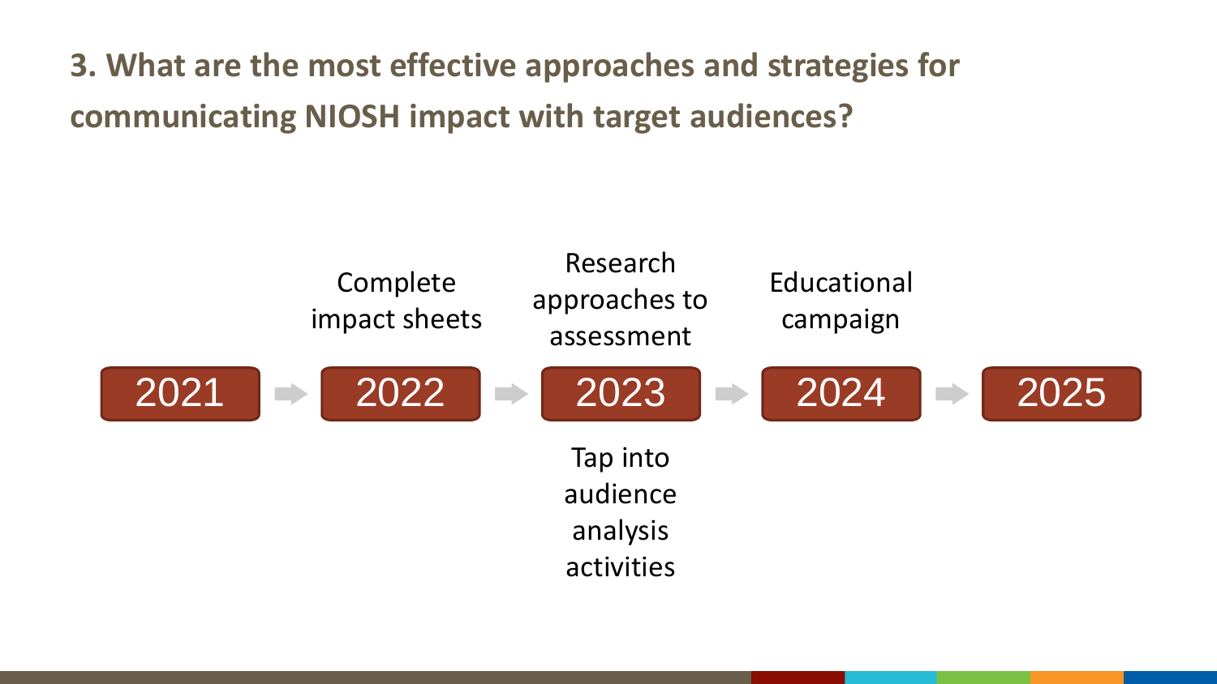## 3. What are the most effective approaches and strategies for communicating NIOSH impact with target audiences?

2021

2022
Complete impact sheets

2023
Research approaches to assessment
Tap into audience analysis activities

2024
Educational campaign

2025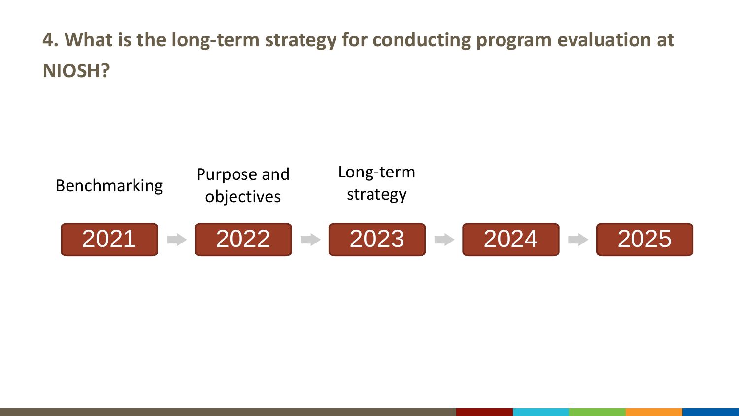## 4. What is the long-term strategy for conducting program evaluation at NIOSH?

Benchmarking

Purpose and objectives

Long-term strategy

2021 → 2022 → 2023 → 2024 → 2025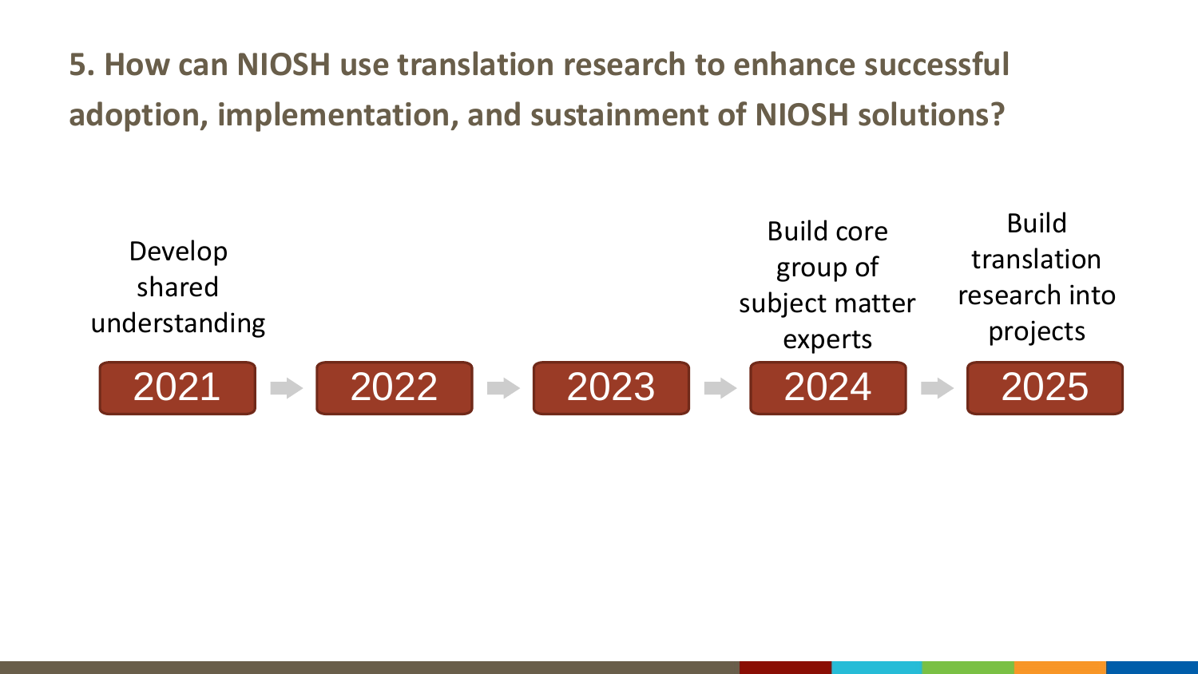## 5. How can NIOSH use translation research to enhance successful adoption, implementation, and sustainment of NIOSH solutions?

Develop shared understanding

2021 → 2022 → 2023 → 2024 → 2025

Build core group of subject matter experts

Build translation research into projects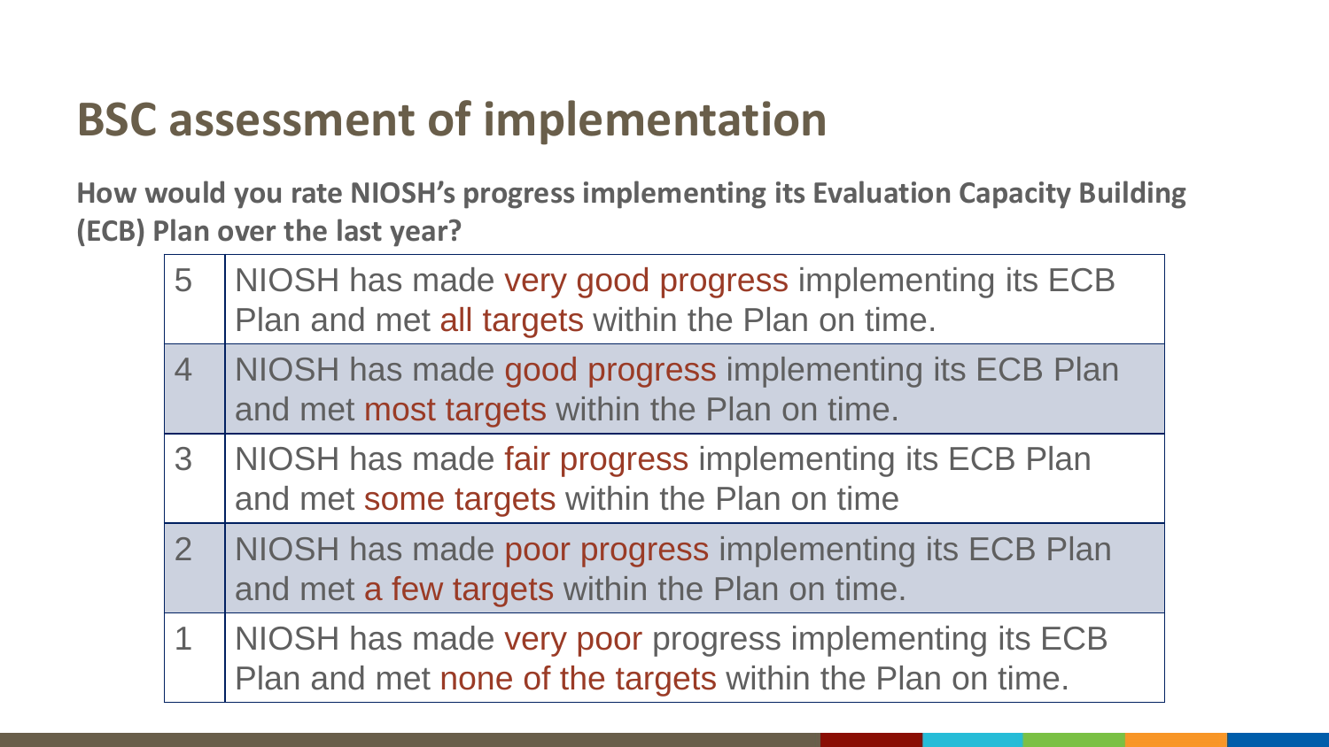# BSC assessment of implementation

**How would you rate NIOSH's progress implementing its Evaluation Capacity Building (ECB) Plan over the last year?**

| | |
|---|---|
| 5 | NIOSH has made very good progress implementing its ECB Plan and met all targets within the Plan on time. |
| 4 | NIOSH has made good progress implementing its ECB Plan and met most targets within the Plan on time. |
| 3 | NIOSH has made fair progress implementing its ECB Plan and met some targets within the Plan on time |
| 2 | NIOSH has made poor progress implementing its ECB Plan and met a few targets within the Plan on time. |
| 1 | NIOSH has made very poor progress implementing its ECB Plan and met none of the targets within the Plan on time. |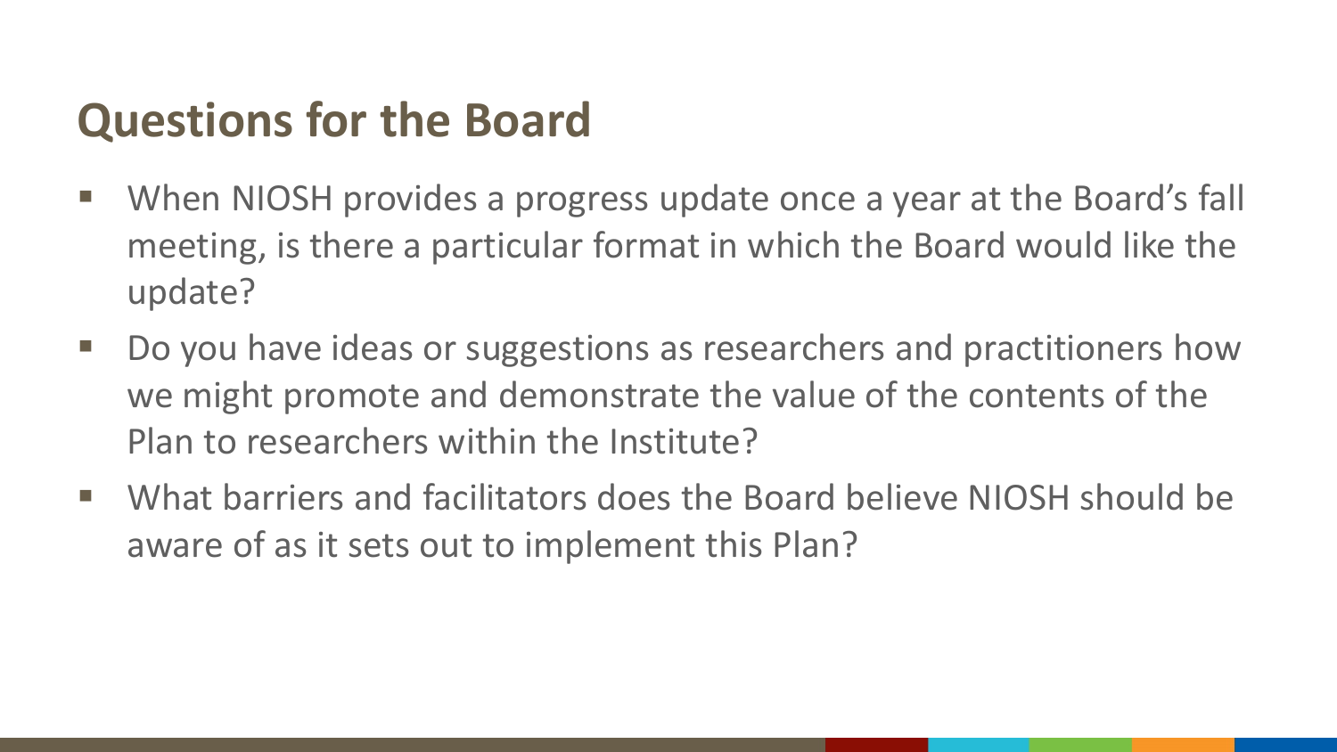## Questions for the Board

- When NIOSH provides a progress update once a year at the Board's fall meeting, is there a particular format in which the Board would like the update?
- Do you have ideas or suggestions as researchers and practitioners how we might promote and demonstrate the value of the contents of the Plan to researchers within the Institute?
- What barriers and facilitators does the Board believe NIOSH should be aware of as it sets out to implement this Plan?